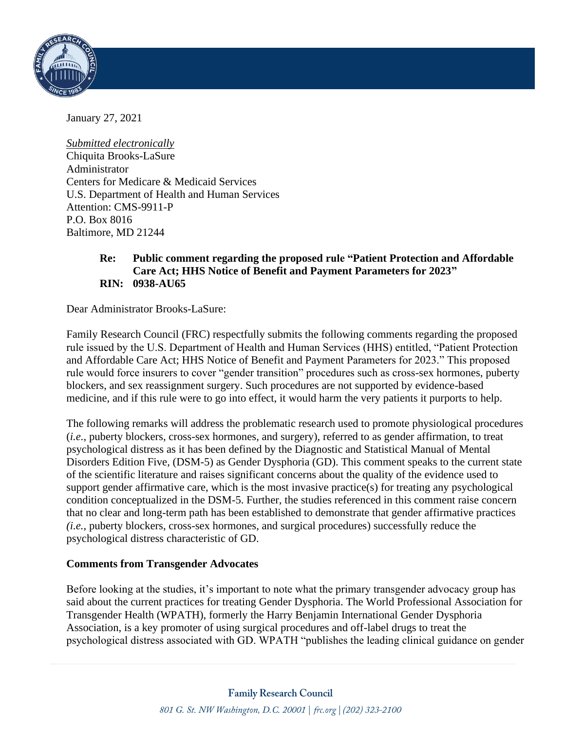January 27, 2021

*Submitted electronically*
Chiquita Brooks-LaSure
Administrator
Centers for Medicare & Medicaid Services
U.S. Department of Health and Human Services
Attention: CMS-9911-P
P.O. Box 8016
Baltimore, MD 21244

> **Re: Public comment regarding the proposed rule "Patient Protection and Affordable Care Act; HHS Notice of Benefit and Payment Parameters for 2023"**
> **RIN: 0938-AU65**

Dear Administrator Brooks-LaSure:

Family Research Council (FRC) respectfully submits the following comments regarding the proposed rule issued by the U.S. Department of Health and Human Services (HHS) entitled, "Patient Protection and Affordable Care Act; HHS Notice of Benefit and Payment Parameters for 2023." This proposed rule would force insurers to cover "gender transition" procedures such as cross-sex hormones, puberty blockers, and sex reassignment surgery. Such procedures are not supported by evidence-based medicine, and if this rule were to go into effect, it would harm the very patients it purports to help.

The following remarks will address the problematic research used to promote physiological procedures (*i.e.*, puberty blockers, cross-sex hormones, and surgery), referred to as gender affirmation, to treat psychological distress as it has been defined by the Diagnostic and Statistical Manual of Mental Disorders Edition Five, (DSM-5) as Gender Dysphoria (GD). This comment speaks to the current state of the scientific literature and raises significant concerns about the quality of the evidence used to support gender affirmative care, which is the most invasive practice(s) for treating any psychological condition conceptualized in the DSM-5. Further, the studies referenced in this comment raise concern that no clear and long-term path has been established to demonstrate that gender affirmative practices *(i.e.*, puberty blockers, cross-sex hormones, and surgical procedures) successfully reduce the psychological distress characteristic of GD.

**Comments from Transgender Advocates**

Before looking at the studies, it's important to note what the primary transgender advocacy group has said about the current practices for treating Gender Dysphoria. The World Professional Association for Transgender Health (WPATH), formerly the Harry Benjamin International Gender Dysphoria Association, is a key promoter of using surgical procedures and off-label drugs to treat the psychological distress associated with GD. WPATH "publishes the leading clinical guidance on gender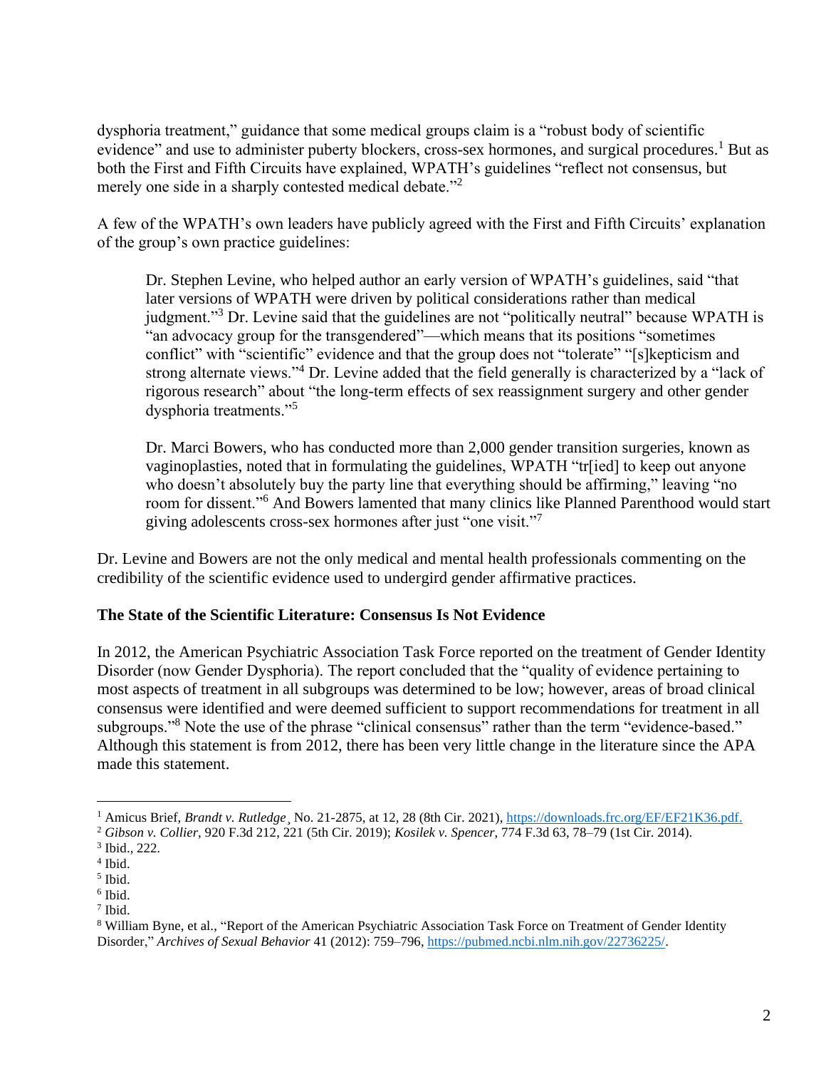dysphoria treatment," guidance that some medical groups claim is a "robust body of scientific evidence" and use to administer puberty blockers, cross-sex hormones, and surgical procedures.[1] But as both the First and Fifth Circuits have explained, WPATH's guidelines "reflect not consensus, but merely one side in a sharply contested medical debate."[2]

A few of the WPATH's own leaders have publicly agreed with the First and Fifth Circuits' explanation of the group's own practice guidelines:

> Dr. Stephen Levine, who helped author an early version of WPATH's guidelines, said "that later versions of WPATH were driven by political considerations rather than medical judgment."[3] Dr. Levine said that the guidelines are not "politically neutral" because WPATH is "an advocacy group for the transgendered"—which means that its positions "sometimes conflict" with "scientific" evidence and that the group does not "tolerate" "[s]kepticism and strong alternate views."[4] Dr. Levine added that the field generally is characterized by a "lack of rigorous research" about "the long-term effects of sex reassignment surgery and other gender dysphoria treatments."[5]
>
> Dr. Marci Bowers, who has conducted more than 2,000 gender transition surgeries, known as vaginoplasties, noted that in formulating the guidelines, WPATH "tr[ied] to keep out anyone who doesn't absolutely buy the party line that everything should be affirming," leaving "no room for dissent."[6] And Bowers lamented that many clinics like Planned Parenthood would start giving adolescents cross-sex hormones after just "one visit."[7]

Dr. Levine and Bowers are not the only medical and mental health professionals commenting on the credibility of the scientific evidence used to undergird gender affirmative practices.

**The State of the Scientific Literature: Consensus Is Not Evidence**

In 2012, the American Psychiatric Association Task Force reported on the treatment of Gender Identity Disorder (now Gender Dysphoria). The report concluded that the "quality of evidence pertaining to most aspects of treatment in all subgroups was determined to be low; however, areas of broad clinical consensus were identified and were deemed sufficient to support recommendations for treatment in all subgroups."[8] Note the use of the phrase "clinical consensus" rather than the term "evidence-based." Although this statement is from 2012, there has been very little change in the literature since the APA made this statement.

---

[1] Amicus Brief, *Brandt v. Rutledge*¸ No. 21-2875, at 12, 28 (8th Cir. 2021), https://downloads.frc.org/EF/EF21K36.pdf.

[2] *Gibson v. Collier*, 920 F.3d 212, 221 (5th Cir. 2019); *Kosilek v. Spencer*, 774 F.3d 63, 78–79 (1st Cir. 2014).

[3] Ibid., 222.

[4] Ibid.

[5] Ibid.

[6] Ibid.

[7] Ibid.

[8] William Byne, et al., "Report of the American Psychiatric Association Task Force on Treatment of Gender Identity Disorder," *Archives of Sexual Behavior* 41 (2012): 759–796, https://pubmed.ncbi.nlm.nih.gov/22736225/.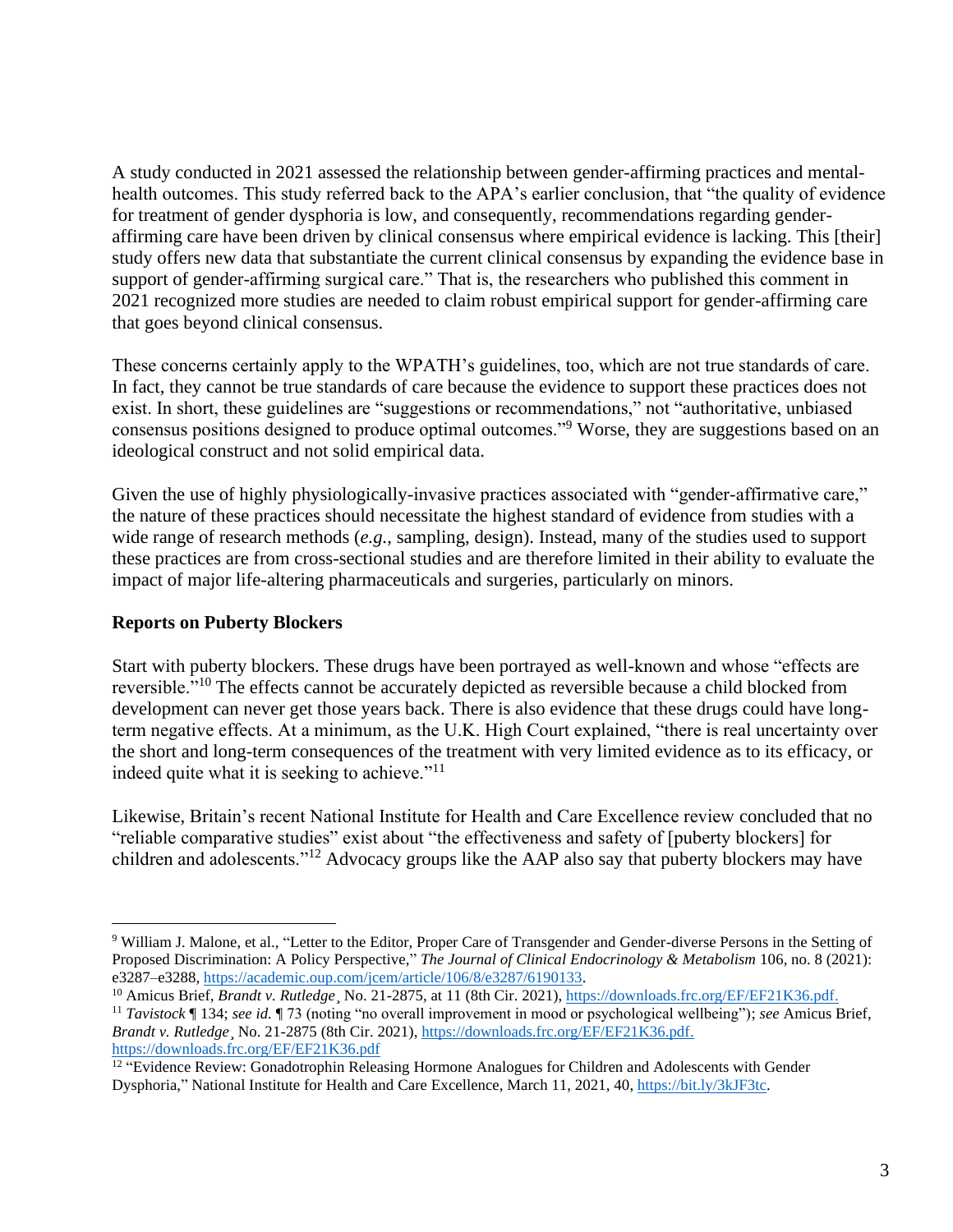A study conducted in 2021 assessed the relationship between gender-affirming practices and mental-health outcomes. This study referred back to the APA's earlier conclusion, that "the quality of evidence for treatment of gender dysphoria is low, and consequently, recommendations regarding gender-affirming care have been driven by clinical consensus where empirical evidence is lacking. This [their] study offers new data that substantiate the current clinical consensus by expanding the evidence base in support of gender-affirming surgical care." That is, the researchers who published this comment in 2021 recognized more studies are needed to claim robust empirical support for gender-affirming care that goes beyond clinical consensus.

These concerns certainly apply to the WPATH's guidelines, too, which are not true standards of care. In fact, they cannot be true standards of care because the evidence to support these practices does not exist. In short, these guidelines are "suggestions or recommendations," not "authoritative, unbiased consensus positions designed to produce optimal outcomes."[9] Worse, they are suggestions based on an ideological construct and not solid empirical data.

Given the use of highly physiologically-invasive practices associated with "gender-affirmative care," the nature of these practices should necessitate the highest standard of evidence from studies with a wide range of research methods (*e.g.*, sampling, design). Instead, many of the studies used to support these practices are from cross-sectional studies and are therefore limited in their ability to evaluate the impact of major life-altering pharmaceuticals and surgeries, particularly on minors.

**Reports on Puberty Blockers**

Start with puberty blockers. These drugs have been portrayed as well-known and whose "effects are reversible."[10] The effects cannot be accurately depicted as reversible because a child blocked from development can never get those years back. There is also evidence that these drugs could have long-term negative effects. At a minimum, as the U.K. High Court explained, "there is real uncertainty over the short and long-term consequences of the treatment with very limited evidence as to its efficacy, or indeed quite what it is seeking to achieve."[11]

Likewise, Britain's recent National Institute for Health and Care Excellence review concluded that no "reliable comparative studies" exist about "the effectiveness and safety of [puberty blockers] for children and adolescents."[12] Advocacy groups like the AAP also say that puberty blockers may have

---

[9] William J. Malone, et al., "Letter to the Editor, Proper Care of Transgender and Gender-diverse Persons in the Setting of Proposed Discrimination: A Policy Perspective," *The Journal of Clinical Endocrinology & Metabolism* 106, no. 8 (2021): e3287–e3288, https://academic.oup.com/jcem/article/106/8/e3287/6190133.

[10] Amicus Brief, *Brandt v. Rutledge*¸ No. 21-2875, at 11 (8th Cir. 2021), https://downloads.frc.org/EF/EF21K36.pdf.

[11] *Tavistock* ¶ 134; *see id.* ¶ 73 (noting "no overall improvement in mood or psychological wellbeing"); *see* Amicus Brief, *Brandt v. Rutledge*¸ No. 21-2875 (8th Cir. 2021), https://downloads.frc.org/EF/EF21K36.pdf. https://downloads.frc.org/EF/EF21K36.pdf

[12] "Evidence Review: Gonadotrophin Releasing Hormone Analogues for Children and Adolescents with Gender Dysphoria," National Institute for Health and Care Excellence, March 11, 2021, 40, https://bit.ly/3kJF3tc.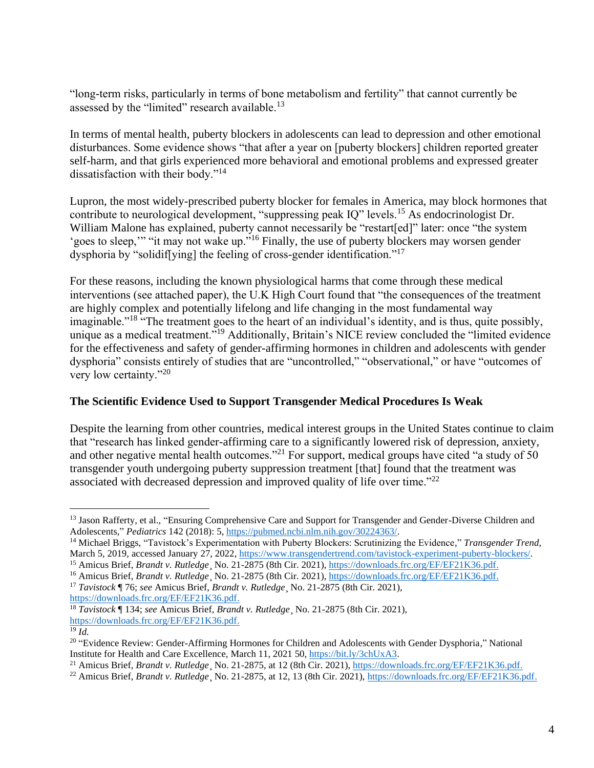"long-term risks, particularly in terms of bone metabolism and fertility" that cannot currently be assessed by the "limited" research available.[13]

In terms of mental health, puberty blockers in adolescents can lead to depression and other emotional disturbances. Some evidence shows "that after a year on [puberty blockers] children reported greater self-harm, and that girls experienced more behavioral and emotional problems and expressed greater dissatisfaction with their body."[14]

Lupron, the most widely-prescribed puberty blocker for females in America, may block hormones that contribute to neurological development, "suppressing peak IQ" levels.[15] As endocrinologist Dr. William Malone has explained, puberty cannot necessarily be "restart[ed]" later: once "the system 'goes to sleep,'" "it may not wake up."[16] Finally, the use of puberty blockers may worsen gender dysphoria by "solidif[ying] the feeling of cross-gender identification."[17]

For these reasons, including the known physiological harms that come through these medical interventions (see attached paper), the U.K High Court found that "the consequences of the treatment are highly complex and potentially lifelong and life changing in the most fundamental way imaginable."[18] "The treatment goes to the heart of an individual's identity, and is thus, quite possibly, unique as a medical treatment."[19] Additionally, Britain's NICE review concluded the "limited evidence for the effectiveness and safety of gender-affirming hormones in children and adolescents with gender dysphoria" consists entirely of studies that are "uncontrolled," "observational," or have "outcomes of very low certainty."[20]

**The Scientific Evidence Used to Support Transgender Medical Procedures Is Weak**

Despite the learning from other countries, medical interest groups in the United States continue to claim that "research has linked gender-affirming care to a significantly lowered risk of depression, anxiety, and other negative mental health outcomes."[21] For support, medical groups have cited "a study of 50 transgender youth undergoing puberty suppression treatment [that] found that the treatment was associated with decreased depression and improved quality of life over time."[22]

---

[13] Jason Rafferty, et al., "Ensuring Comprehensive Care and Support for Transgender and Gender-Diverse Children and Adolescents," *Pediatrics* 142 (2018): 5, https://pubmed.ncbi.nlm.nih.gov/30224363/.

[14] Michael Briggs, "Tavistock's Experimentation with Puberty Blockers: Scrutinizing the Evidence," *Transgender Trend*, March 5, 2019, accessed January 27, 2022, https://www.transgendertrend.com/tavistock-experiment-puberty-blockers/.

[15] Amicus Brief, *Brandt v. Rutledge*¸ No. 21-2875 (8th Cir. 2021), https://downloads.frc.org/EF/EF21K36.pdf.

[16] Amicus Brief, *Brandt v. Rutledge*¸ No. 21-2875 (8th Cir. 2021), https://downloads.frc.org/EF/EF21K36.pdf.

[17] *Tavistock* ¶ 76; *see* Amicus Brief, *Brandt v. Rutledge*¸ No. 21-2875 (8th Cir. 2021), https://downloads.frc.org/EF/EF21K36.pdf.

[18] *Tavistock* ¶ 134; *see* Amicus Brief, *Brandt v. Rutledge*¸ No. 21-2875 (8th Cir. 2021), https://downloads.frc.org/EF/EF21K36.pdf.

[19] *Id.*

[20] "Evidence Review: Gender-Affirming Hormones for Children and Adolescents with Gender Dysphoria," National Institute for Health and Care Excellence, March 11, 2021 50, https://bit.ly/3chUxA3.

[21] Amicus Brief, *Brandt v. Rutledge*¸ No. 21-2875, at 12 (8th Cir. 2021), https://downloads.frc.org/EF/EF21K36.pdf.

[22] Amicus Brief, *Brandt v. Rutledge*¸ No. 21-2875, at 12, 13 (8th Cir. 2021), https://downloads.frc.org/EF/EF21K36.pdf.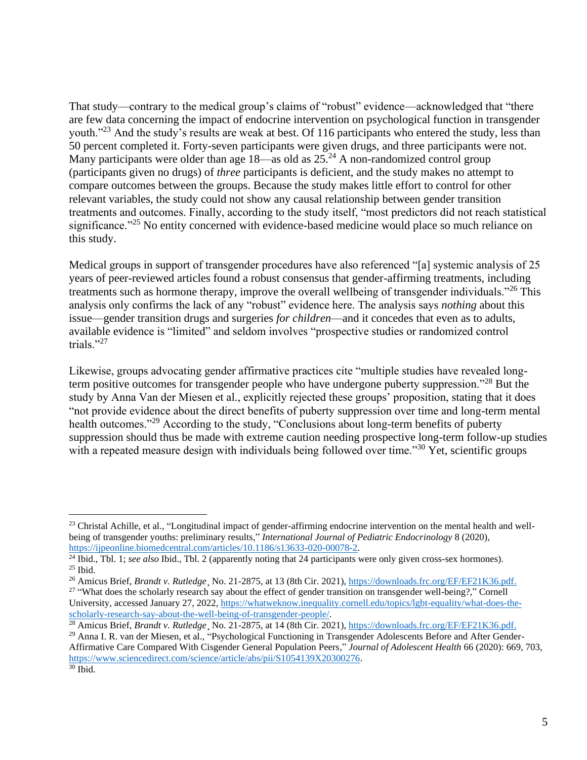That study—contrary to the medical group's claims of "robust" evidence—acknowledged that "there are few data concerning the impact of endocrine intervention on psychological function in transgender youth."[23] And the study's results are weak at best. Of 116 participants who entered the study, less than 50 percent completed it. Forty-seven participants were given drugs, and three participants were not. Many participants were older than age 18—as old as 25.[24] A non-randomized control group (participants given no drugs) of *three* participants is deficient, and the study makes no attempt to compare outcomes between the groups. Because the study makes little effort to control for other relevant variables, the study could not show any causal relationship between gender transition treatments and outcomes. Finally, according to the study itself, "most predictors did not reach statistical significance."[25] No entity concerned with evidence-based medicine would place so much reliance on this study.

Medical groups in support of transgender procedures have also referenced "[a] systemic analysis of 25 years of peer-reviewed articles found a robust consensus that gender-affirming treatments, including treatments such as hormone therapy, improve the overall wellbeing of transgender individuals."[26] This analysis only confirms the lack of any "robust" evidence here. The analysis says *nothing* about this issue—gender transition drugs and surgeries *for children*—and it concedes that even as to adults, available evidence is "limited" and seldom involves "prospective studies or randomized control trials."[27]

Likewise, groups advocating gender affirmative practices cite "multiple studies have revealed long-term positive outcomes for transgender people who have undergone puberty suppression."[28] But the study by Anna Van der Miesen et al., explicitly rejected these groups' proposition, stating that it does "not provide evidence about the direct benefits of puberty suppression over time and long-term mental health outcomes."[29] According to the study, "Conclusions about long-term benefits of puberty suppression should thus be made with extreme caution needing prospective long-term follow-up studies with a repeated measure design with individuals being followed over time."[30] Yet, scientific groups

---

[23] Christal Achille, et al., "Longitudinal impact of gender-affirming endocrine intervention on the mental health and well-being of transgender youths: preliminary results," *International Journal of Pediatric Endocrinology* 8 (2020), https://ijpeonline.biomedcentral.com/articles/10.1186/s13633-020-00078-2.

[24] Ibid., Tbl. 1; *see also* Ibid., Tbl. 2 (apparently noting that 24 participants were only given cross-sex hormones).

[25] Ibid.

[26] Amicus Brief, *Brandt v. Rutledge*¸ No. 21-2875, at 13 (8th Cir. 2021), https://downloads.frc.org/EF/EF21K36.pdf.

[27] "What does the scholarly research say about the effect of gender transition on transgender well-being?," Cornell University, accessed January 27, 2022, https://whatweknow.inequality.cornell.edu/topics/lgbt-equality/what-does-the-scholarly-research-say-about-the-well-being-of-transgender-people/.

[28] Amicus Brief, *Brandt v. Rutledge*¸ No. 21-2875, at 14 (8th Cir. 2021), https://downloads.frc.org/EF/EF21K36.pdf.

[29] Anna I. R. van der Miesen, et al., "Psychological Functioning in Transgender Adolescents Before and After Gender-Affirmative Care Compared With Cisgender General Population Peers," *Journal of Adolescent Health* 66 (2020): 669, 703, https://www.sciencedirect.com/science/article/abs/pii/S1054139X20300276.

[30] Ibid.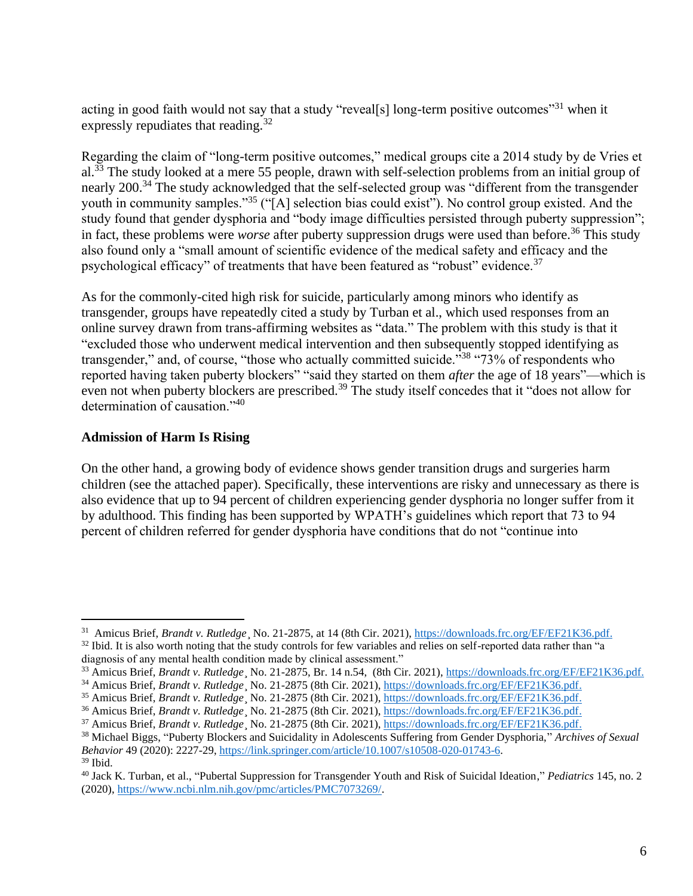acting in good faith would not say that a study "reveal[s] long-term positive outcomes"[31] when it expressly repudiates that reading.[32]

Regarding the claim of "long-term positive outcomes," medical groups cite a 2014 study by de Vries et al.[33] The study looked at a mere 55 people, drawn with self-selection problems from an initial group of nearly 200.[34] The study acknowledged that the self-selected group was "different from the transgender youth in community samples."[35] ("[A] selection bias could exist"). No control group existed. And the study found that gender dysphoria and "body image difficulties persisted through puberty suppression"; in fact, these problems were *worse* after puberty suppression drugs were used than before.[36] This study also found only a "small amount of scientific evidence of the medical safety and efficacy and the psychological efficacy" of treatments that have been featured as "robust" evidence.[37]

As for the commonly-cited high risk for suicide, particularly among minors who identify as transgender, groups have repeatedly cited a study by Turban et al., which used responses from an online survey drawn from trans-affirming websites as "data." The problem with this study is that it "excluded those who underwent medical intervention and then subsequently stopped identifying as transgender," and, of course, "those who actually committed suicide."[38] "73% of respondents who reported having taken puberty blockers" "said they started on them *after* the age of 18 years"—which is even not when puberty blockers are prescribed.[39] The study itself concedes that it "does not allow for determination of causation."[40]

### Admission of Harm Is Rising

On the other hand, a growing body of evidence shows gender transition drugs and surgeries harm children (see the attached paper). Specifically, these interventions are risky and unnecessary as there is also evidence that up to 94 percent of children experiencing gender dysphoria no longer suffer from it by adulthood. This finding has been supported by WPATH's guidelines which report that 73 to 94 percent of children referred for gender dysphoria have conditions that do not "continue into

---

[31] Amicus Brief, *Brandt v. Rutledge*¸ No. 21-2875, at 14 (8th Cir. 2021), https://downloads.frc.org/EF/EF21K36.pdf.

[32] Ibid. It is also worth noting that the study controls for few variables and relies on self-reported data rather than "a diagnosis of any mental health condition made by clinical assessment."

[33] Amicus Brief, *Brandt v. Rutledge*, No. 21-2875, Br. 14 n.54, (8th Cir. 2021), https://downloads.frc.org/EF/EF21K36.pdf.

[34] Amicus Brief, *Brandt v. Rutledge*¸ No. 21-2875 (8th Cir. 2021), https://downloads.frc.org/EF/EF21K36.pdf.

[35] Amicus Brief, *Brandt v. Rutledge*¸ No. 21-2875 (8th Cir. 2021), https://downloads.frc.org/EF/EF21K36.pdf.

[36] Amicus Brief, *Brandt v. Rutledge*¸ No. 21-2875 (8th Cir. 2021), https://downloads.frc.org/EF/EF21K36.pdf.

[37] Amicus Brief, *Brandt v. Rutledge*¸ No. 21-2875 (8th Cir. 2021), https://downloads.frc.org/EF/EF21K36.pdf.

[38] Michael Biggs, "Puberty Blockers and Suicidality in Adolescents Suffering from Gender Dysphoria," *Archives of Sexual Behavior* 49 (2020): 2227-29, https://link.springer.com/article/10.1007/s10508-020-01743-6.

[39] Ibid.

[40] Jack K. Turban, et al., "Pubertal Suppression for Transgender Youth and Risk of Suicidal Ideation," *Pediatrics* 145, no. 2 (2020), https://www.ncbi.nlm.nih.gov/pmc/articles/PMC7073269/.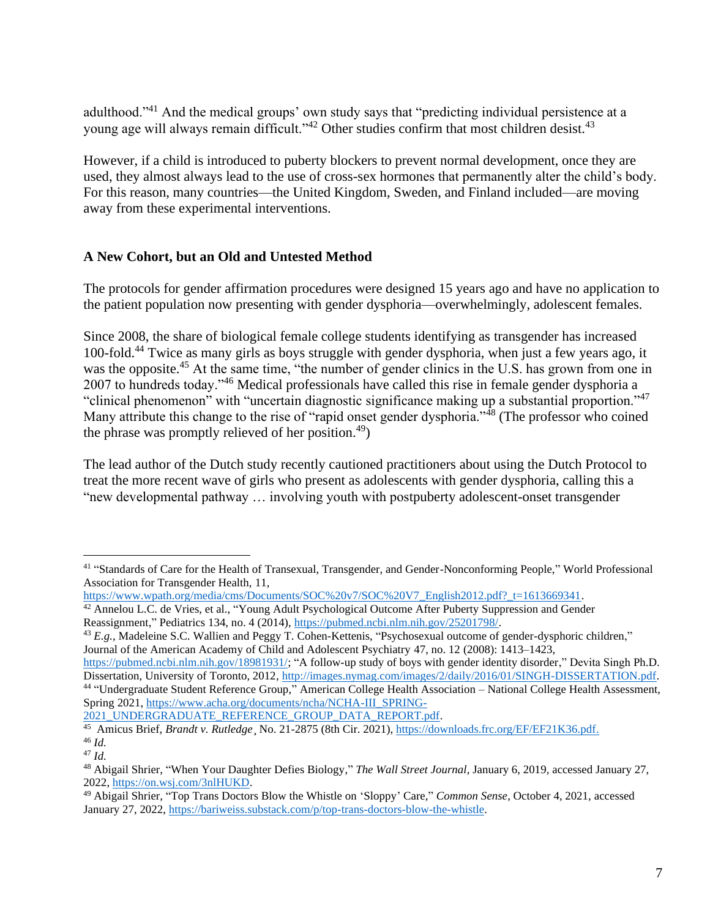adulthood."[41] And the medical groups' own study says that "predicting individual persistence at a young age will always remain difficult."[42] Other studies confirm that most children desist.[43]

However, if a child is introduced to puberty blockers to prevent normal development, once they are used, they almost always lead to the use of cross-sex hormones that permanently alter the child's body. For this reason, many countries—the United Kingdom, Sweden, and Finland included—are moving away from these experimental interventions.

**A New Cohort, but an Old and Untested Method**

The protocols for gender affirmation procedures were designed 15 years ago and have no application to the patient population now presenting with gender dysphoria—overwhelmingly, adolescent females.

Since 2008, the share of biological female college students identifying as transgender has increased 100-fold.[44] Twice as many girls as boys struggle with gender dysphoria, when just a few years ago, it was the opposite.[45] At the same time, "the number of gender clinics in the U.S. has grown from one in 2007 to hundreds today."[46] Medical professionals have called this rise in female gender dysphoria a "clinical phenomenon" with "uncertain diagnostic significance making up a substantial proportion."[47] Many attribute this change to the rise of "rapid onset gender dysphoria."[48] (The professor who coined the phrase was promptly relieved of her position.[49])

The lead author of the Dutch study recently cautioned practitioners about using the Dutch Protocol to treat the more recent wave of girls who present as adolescents with gender dysphoria, calling this a "new developmental pathway … involving youth with postpuberty adolescent-onset transgender

---

[41] "Standards of Care for the Health of Transexual, Transgender, and Gender-Nonconforming People," World Professional Association for Transgender Health, 11, https://www.wpath.org/media/cms/Documents/SOC%20v7/SOC%20V7_English2012.pdf?_t=1613669341.

[42] Annelou L.C. de Vries, et al., "Young Adult Psychological Outcome After Puberty Suppression and Gender Reassignment," Pediatrics 134, no. 4 (2014), https://pubmed.ncbi.nlm.nih.gov/25201798/.

[43] *E.g.*, Madeleine S.C. Wallien and Peggy T. Cohen-Kettenis, "Psychosexual outcome of gender-dysphoric children," Journal of the American Academy of Child and Adolescent Psychiatry 47, no. 12 (2008): 1413–1423, https://pubmed.ncbi.nlm.nih.gov/18981931/; "A follow-up study of boys with gender identity disorder," Devita Singh Ph.D. Dissertation, University of Toronto, 2012, http://images.nymag.com/images/2/daily/2016/01/SINGH-DISSERTATION.pdf.

[44] "Undergraduate Student Reference Group," American College Health Association – National College Health Assessment, Spring 2021, https://www.acha.org/documents/ncha/NCHA-III_SPRING-2021_UNDERGRADUATE_REFERENCE_GROUP_DATA_REPORT.pdf.

[45] Amicus Brief, *Brandt v. Rutledge*¸ No. 21-2875 (8th Cir. 2021), https://downloads.frc.org/EF/EF21K36.pdf.

[46] *Id.*

[47] *Id.*

[48] Abigail Shrier, "When Your Daughter Defies Biology," *The Wall Street Journal*, January 6, 2019, accessed January 27, 2022, https://on.wsj.com/3nlHUKD.

[49] Abigail Shrier, "Top Trans Doctors Blow the Whistle on 'Sloppy' Care," *Common Sense*, October 4, 2021, accessed January 27, 2022, https://bariweiss.substack.com/p/top-trans-doctors-blow-the-whistle.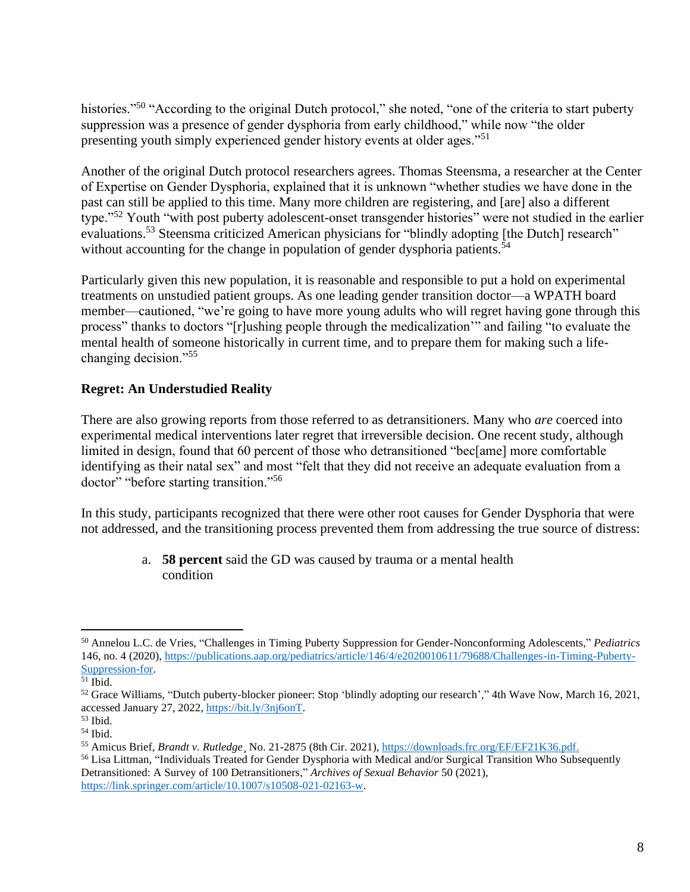histories."[50] "According to the original Dutch protocol," she noted, "one of the criteria to start puberty suppression was a presence of gender dysphoria from early childhood," while now "the older presenting youth simply experienced gender history events at older ages."[51]

Another of the original Dutch protocol researchers agrees. Thomas Steensma, a researcher at the Center of Expertise on Gender Dysphoria, explained that it is unknown "whether studies we have done in the past can still be applied to this time. Many more children are registering, and [are] also a different type."[52] Youth "with post puberty adolescent-onset transgender histories" were not studied in the earlier evaluations.[53] Steensma criticized American physicians for "blindly adopting [the Dutch] research" without accounting for the change in population of gender dysphoria patients.[54]

Particularly given this new population, it is reasonable and responsible to put a hold on experimental treatments on unstudied patient groups. As one leading gender transition doctor—a WPATH board member—cautioned, "we're going to have more young adults who will regret having gone through this process" thanks to doctors "[r]ushing people through the medicalization'" and failing "to evaluate the mental health of someone historically in current time, and to prepare them for making such a life-changing decision."[55]

### Regret: An Understudied Reality

There are also growing reports from those referred to as detransitioners. Many who *are* coerced into experimental medical interventions later regret that irreversible decision. One recent study, although limited in design, found that 60 percent of those who detransitioned "bec[ame] more comfortable identifying as their natal sex" and most "felt that they did not receive an adequate evaluation from a doctor" "before starting transition."[56]

In this study, participants recognized that there were other root causes for Gender Dysphoria that were not addressed, and the transitioning process prevented them from addressing the true source of distress:

a. **58 percent** said the GD was caused by trauma or a mental health condition

---

[50] Annelou L.C. de Vries, "Challenges in Timing Puberty Suppression for Gender-Nonconforming Adolescents," *Pediatrics* 146, no. 4 (2020), https://publications.aap.org/pediatrics/article/146/4/e2020010611/79688/Challenges-in-Timing-Puberty-Suppression-for.

[51] Ibid.

[52] Grace Williams, "Dutch puberty-blocker pioneer: Stop 'blindly adopting our research'," 4th Wave Now, March 16, 2021, accessed January 27, 2022, https://bit.ly/3nj6onT.

[53] Ibid.

[54] Ibid.

[55] Amicus Brief, *Brandt v. Rutledge*¸ No. 21-2875 (8th Cir. 2021), https://downloads.frc.org/EF/EF21K36.pdf.

[56] Lisa Littman, "Individuals Treated for Gender Dysphoria with Medical and/or Surgical Transition Who Subsequently Detransitioned: A Survey of 100 Detransitioners," *Archives of Sexual Behavior* 50 (2021), https://link.springer.com/article/10.1007/s10508-021-02163-w.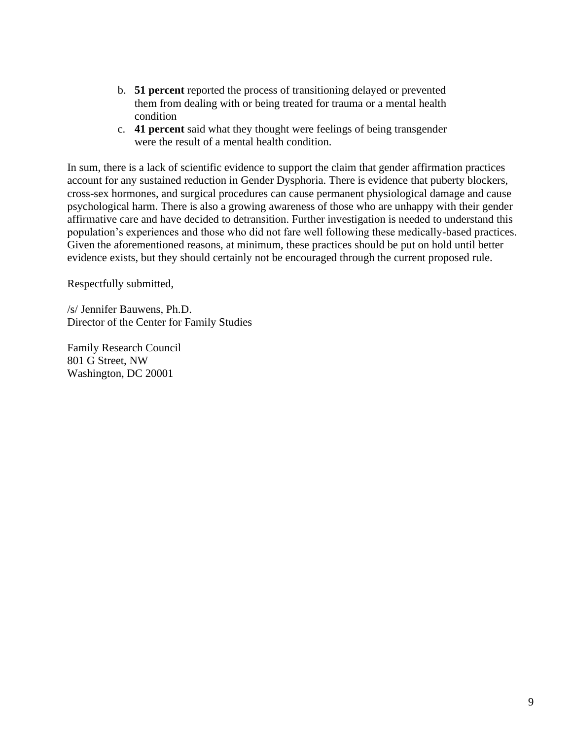b. **51 percent** reported the process of transitioning delayed or prevented them from dealing with or being treated for trauma or a mental health condition
c. **41 percent** said what they thought were feelings of being transgender were the result of a mental health condition.

In sum, there is a lack of scientific evidence to support the claim that gender affirmation practices account for any sustained reduction in Gender Dysphoria. There is evidence that puberty blockers, cross-sex hormones, and surgical procedures can cause permanent physiological damage and cause psychological harm. There is also a growing awareness of those who are unhappy with their gender affirmative care and have decided to detransition. Further investigation is needed to understand this population's experiences and those who did not fare well following these medically-based practices. Given the aforementioned reasons, at minimum, these practices should be put on hold until better evidence exists, but they should certainly not be encouraged through the current proposed rule.

Respectfully submitted,

/s/ Jennifer Bauwens, Ph.D.
Director of the Center for Family Studies

Family Research Council
801 G Street, NW
Washington, DC 20001